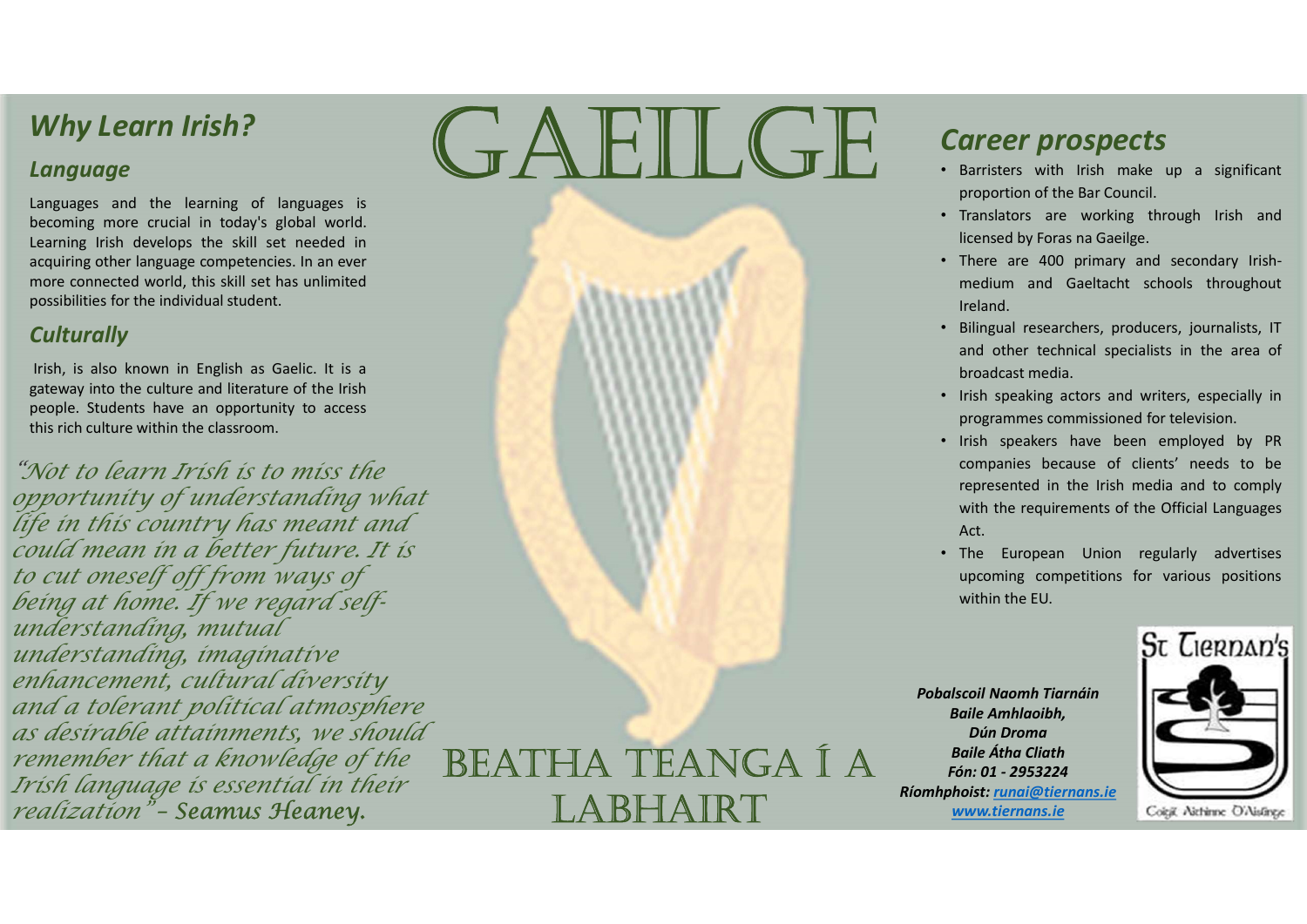# GAEILGE

## Why Learn Irish?

### Language

Languages and the learning of languages is becoming more crucial in today's global world. Learning Irish develops the skill set needed in acquiring other language competencies. In an ever more connected world, this skill set has unlimited possibilities for the individual student.

### Culturally

Irish, is also known in English as Gaelic. It is a gateway into the culture and literature of the Irish people. Students have an opportunity to access this rich culture within the classroom.

*"Not to learn Irish is to miss the opportunity of understanding what life in this country has meant and could mean in a better future. It is to cut oneself off from ways of being at home. If we regard self-understanding, mutual understanding, imaginative enhancement, cultural diversity and a tolerant political atmosphere as desirable attainments, we should remember that a knowledge of the Irish language is essential in their realization"* – Seamus Heaney.

BEATHA TEANGA Í A LABHAIRT

## Career prospects

- Barristers with Irish make up a significant proportion of the Bar Council.
- Translators are working through Irish and licensed by Foras na Gaeilge.
- There are 400 primary and secondary Irish-medium and Gaeltacht schools throughout Ireland.
- Bilingual researchers, producers, journalists, IT and other technical specialists in the area of broadcast media.
- Irish speaking actors and writers, especially in programmes commissioned for television.
- Irish speakers have been employed by PR companies because of clients' needs to be represented in the Irish media and to comply with the requirements of the Official Languages Act.
- The European Union regularly advertises upcoming competitions for various positions within the EU.

***Pobalscoil Naomh Tiarnáin***
***Baile Amhlaoibh,***
***Dún Droma***
***Baile Átha Cliath***
***Fón: 01 - 2953224***
***Ríomhphoist: runai@tiernans.ie***
***www.tiernans.ie***

St Tiernan's

Coigil Aithinne D'Aisling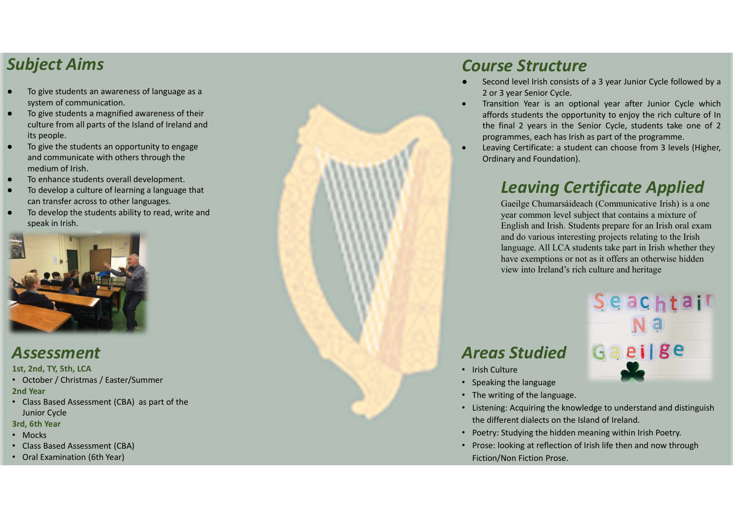## Subject Aims

- To give students an awareness of language as a system of communication.
- To give students a magnified awareness of their culture from all parts of the Island of Ireland and its people.
- To give the students an opportunity to engage and communicate with others through the medium of Irish.
- To enhance students overall development.
- To develop a culture of learning a language that can transfer across to other languages.
- To develop the students ability to read, write and speak in Irish.

## Assessment

**1st, 2nd, TY, 5th, LCA**

- October / Christmas / Easter/Summer

**2nd Year**

- Class Based Assessment (CBA) as part of the Junior Cycle

**3rd, 6th Year**

- Mocks
- Class Based Assessment (CBA)
- Oral Examination (6th Year)

## Course Structure

- Second level Irish consists of a 3 year Junior Cycle followed by a 2 or 3 year Senior Cycle.
- Transition Year is an optional year after Junior Cycle which affords students the opportunity to enjoy the rich culture of In the final 2 years in the Senior Cycle, students take one of 2 programmes, each has Irish as part of the programme.
- Leaving Certificate: a student can choose from 3 levels (Higher, Ordinary and Foundation).

## Leaving Certificate Applied

Gaeilge Chumarsáideach (Communicative Irish) is a one year common level subject that contains a mixture of English and Irish. Students prepare for an Irish oral exam and do various interesting projects relating to the Irish language. All LCA students take part in Irish whether they have exemptions or not as it offers an otherwise hidden view into Ireland's rich culture and heritage

## Areas Studied

- Irish Culture
- Speaking the language
- The writing of the language.
- Listening: Acquiring the knowledge to understand and distinguish the different dialects on the Island of Ireland.
- Poetry: Studying the hidden meaning within Irish Poetry.
- Prose: looking at reflection of Irish life then and now through Fiction/Non Fiction Prose.